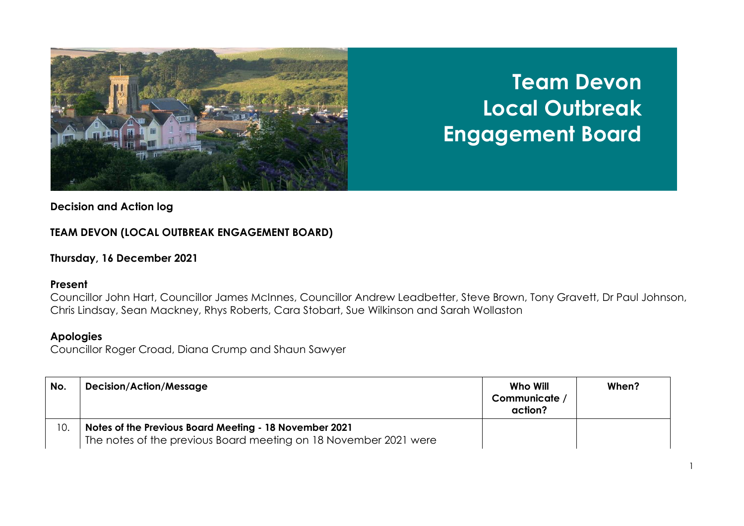# Team Devon Local Outbreak Engagement Board

**Decision and Action log**

**TEAM DEVON (LOCAL OUTBREAK ENGAGEMENT BOARD)**

**Thursday, 16 December 2021**

**Present**

Councillor John Hart, Councillor James McInnes, Councillor Andrew Leadbetter, Steve Brown, Tony Gravett, Dr Paul Johnson, Chris Lindsay, Sean Mackney, Rhys Roberts, Cara Stobart, Sue Wilkinson and Sarah Wollaston

**Apologies**

Councillor Roger Croad, Diana Crump and Shaun Sawyer

| No. | Decision/Action/Message | Who Will Communicate / action? | When? |
|---|---|---|---|
| 10. | **Notes of the Previous Board Meeting - 18 November 2021** The notes of the previous Board meeting on 18 November 2021 were | | |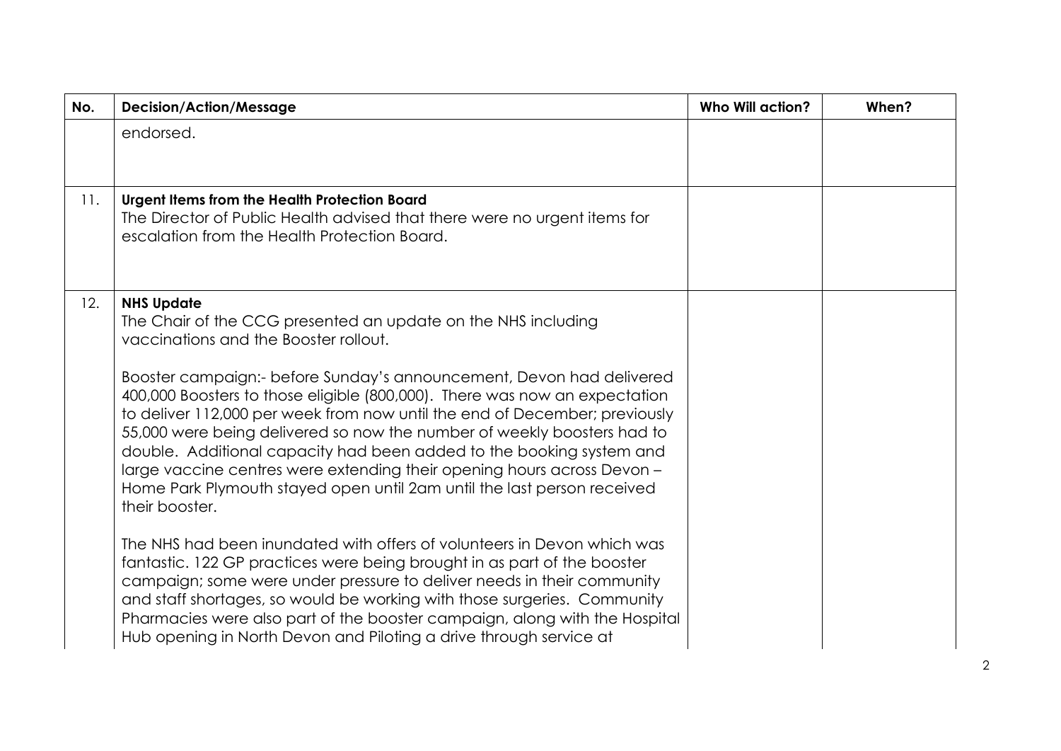| No. | Decision/Action/Message | Who Will action? | When? |
|---|---|---|---|
| | endorsed. | | |
| 11. | **Urgent Items from the Health Protection Board**<br>The Director of Public Health advised that there were no urgent items for escalation from the Health Protection Board. | | |
| 12. | **NHS Update**<br>The Chair of the CCG presented an update on the NHS including vaccinations and the Booster rollout.<br><br>Booster campaign:- before Sunday's announcement, Devon had delivered 400,000 Boosters to those eligible (800,000). There was now an expectation to deliver 112,000 per week from now until the end of December; previously 55,000 were being delivered so now the number of weekly boosters had to double. Additional capacity had been added to the booking system and large vaccine centres were extending their opening hours across Devon – Home Park Plymouth stayed open until 2am until the last person received their booster.<br><br>The NHS had been inundated with offers of volunteers in Devon which was fantastic. 122 GP practices were being brought in as part of the booster campaign; some were under pressure to deliver needs in their community and staff shortages, so would be working with those surgeries. Community Pharmacies were also part of the booster campaign, along with the Hospital Hub opening in North Devon and Piloting a drive through service at | | |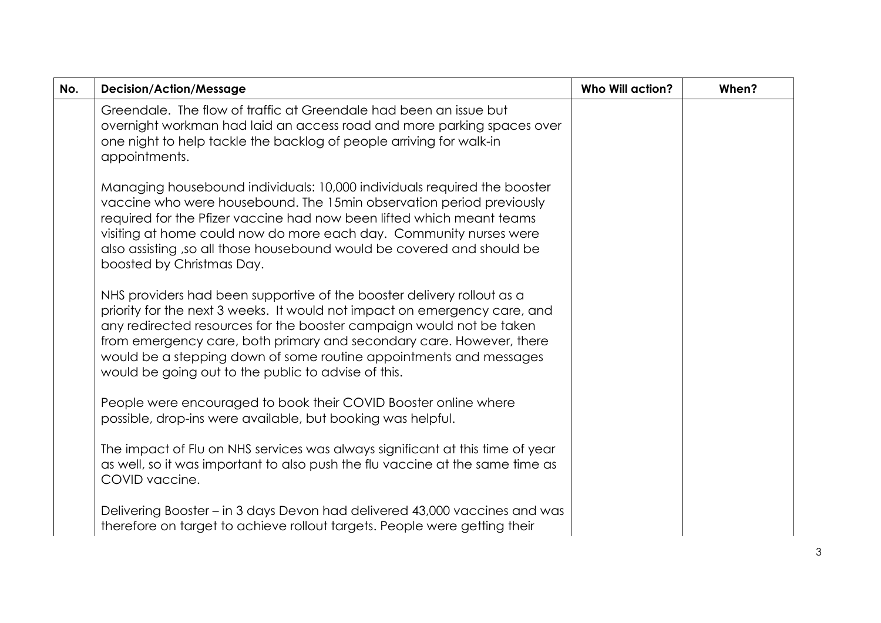| No. | Decision/Action/Message | Who Will action? | When? |
|---|---|---|---|
| | Greendale. The flow of traffic at Greendale had been an issue but overnight workman had laid an access road and more parking spaces over one night to help tackle the backlog of people arriving for walk-in appointments.<br><br>Managing housebound individuals: 10,000 individuals required the booster vaccine who were housebound. The 15min observation period previously required for the Pfizer vaccine had now been lifted which meant teams visiting at home could now do more each day. Community nurses were also assisting ,so all those housebound would be covered and should be boosted by Christmas Day.<br><br>NHS providers had been supportive of the booster delivery rollout as a priority for the next 3 weeks. It would not impact on emergency care, and any redirected resources for the booster campaign would not be taken from emergency care, both primary and secondary care. However, there would be a stepping down of some routine appointments and messages would be going out to the public to advise of this.<br><br>People were encouraged to book their COVID Booster online where possible, drop-ins were available, but booking was helpful.<br><br>The impact of Flu on NHS services was always significant at this time of year as well, so it was important to also push the flu vaccine at the same time as COVID vaccine.<br><br>Delivering Booster – in 3 days Devon had delivered 43,000 vaccines and was therefore on target to achieve rollout targets. People were getting their | | |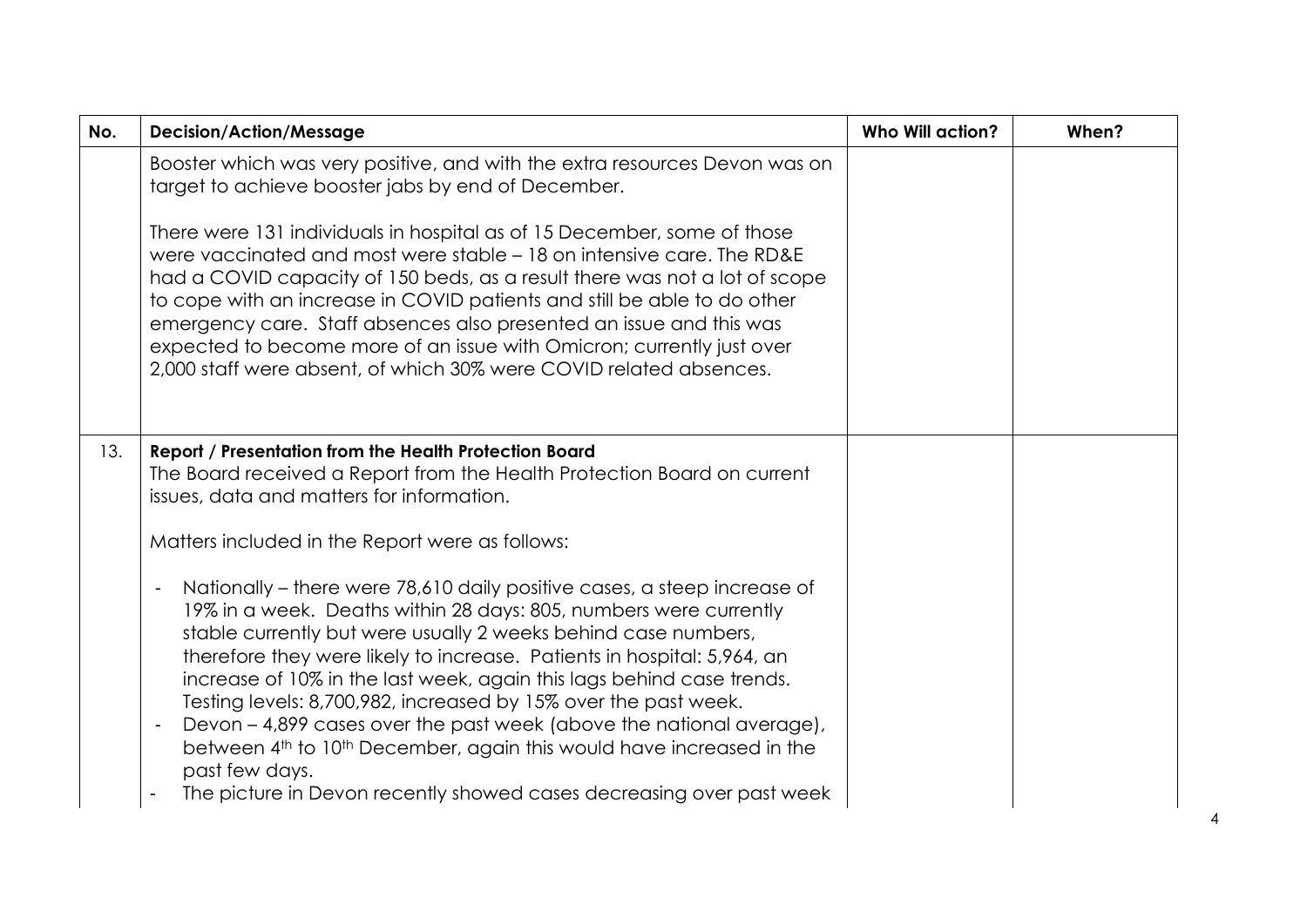| No. | Decision/Action/Message | Who Will action? | When? |
|---|---|---|---|
| | Booster which was very positive, and with the extra resources Devon was on target to achieve booster jabs by end of December.<br><br>There were 131 individuals in hospital as of 15 December, some of those were vaccinated and most were stable – 18 on intensive care. The RD&E had a COVID capacity of 150 beds, as a result there was not a lot of scope to cope with an increase in COVID patients and still be able to do other emergency care. Staff absences also presented an issue and this was expected to become more of an issue with Omicron; currently just over 2,000 staff were absent, of which 30% were COVID related absences. | | |
| 13. | **Report / Presentation from the Health Protection Board**<br>The Board received a Report from the Health Protection Board on current issues, data and matters for information.<br><br>Matters included in the Report were as follows:<br><br>- Nationally – there were 78,610 daily positive cases, a steep increase of 19% in a week. Deaths within 28 days: 805, numbers were currently stable currently but were usually 2 weeks behind case numbers, therefore they were likely to increase. Patients in hospital: 5,964, an increase of 10% in the last week, again this lags behind case trends. Testing levels: 8,700,982, increased by 15% over the past week.<br>- Devon – 4,899 cases over the past week (above the national average), between 4th to 10th December, again this would have increased in the past few days.<br>- The picture in Devon recently showed cases decreasing over past week | | |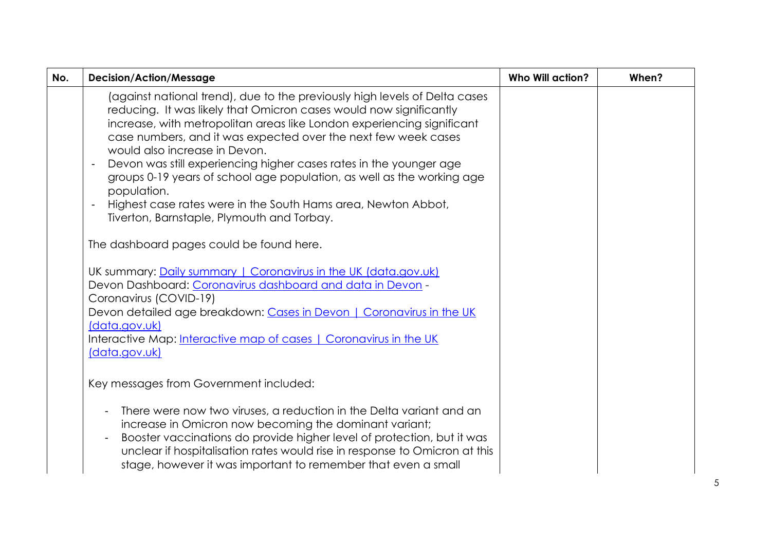| No. | Decision/Action/Message | Who Will action? | When? |
|---|---|---|---|
| | (against national trend), due to the previously high levels of Delta cases reducing. It was likely that Omicron cases would now significantly increase, with metropolitan areas like London experiencing significant case numbers, and it was expected over the next few week cases would also increase in Devon.<br>- Devon was still experiencing higher cases rates in the younger age groups 0-19 years of school age population, as well as the working age population.<br>- Highest case rates were in the South Hams area, Newton Abbot, Tiverton, Barnstaple, Plymouth and Torbay.<br><br>The dashboard pages could be found here.<br><br>UK summary: [Daily summary \| Coronavirus in the UK (data.gov.uk)]()<br>Devon Dashboard: [Coronavirus dashboard and data in Devon]() - Coronavirus (COVID-19)<br>Devon detailed age breakdown: [Cases in Devon \| Coronavirus in the UK (data.gov.uk)]()<br>Interactive Map: [Interactive map of cases \| Coronavirus in the UK (data.gov.uk)]()<br><br>Key messages from Government included:<br><br>- There were now two viruses, a reduction in the Delta variant and an increase in Omicron now becoming the dominant variant;<br>- Booster vaccinations do provide higher level of protection, but it was unclear if hospitalisation rates would rise in response to Omicron at this stage, however it was important to remember that even a small | | |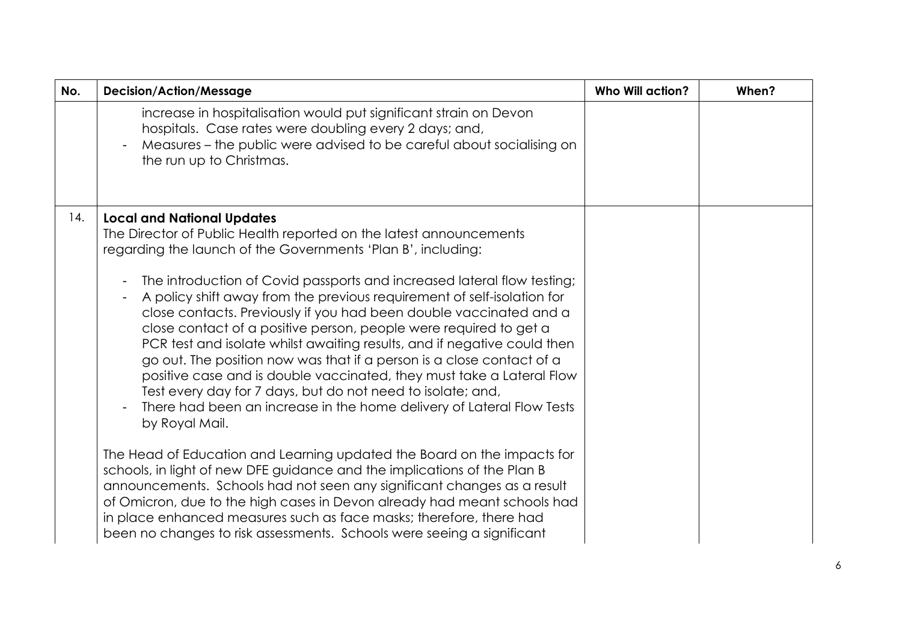| No. | Decision/Action/Message | Who Will action? | When? |
|---|---|---|---|
| | increase in hospitalisation would put significant strain on Devon hospitals. Case rates were doubling every 2 days; and,<br>- Measures – the public were advised to be careful about socialising on the run up to Christmas. | | |
| 14. | **Local and National Updates**<br>The Director of Public Health reported on the latest announcements regarding the launch of the Governments 'Plan B', including:<br><br>- The introduction of Covid passports and increased lateral flow testing;<br>- A policy shift away from the previous requirement of self-isolation for close contacts. Previously if you had been double vaccinated and a close contact of a positive person, people were required to get a PCR test and isolate whilst awaiting results, and if negative could then go out. The position now was that if a person is a close contact of a positive case and is double vaccinated, they must take a Lateral Flow Test every day for 7 days, but do not need to isolate; and,<br>- There had been an increase in the home delivery of Lateral Flow Tests by Royal Mail.<br><br>The Head of Education and Learning updated the Board on the impacts for schools, in light of new DFE guidance and the implications of the Plan B announcements. Schools had not seen any significant changes as a result of Omicron, due to the high cases in Devon already had meant schools had in place enhanced measures such as face masks; therefore, there had been no changes to risk assessments. Schools were seeing a significant | | |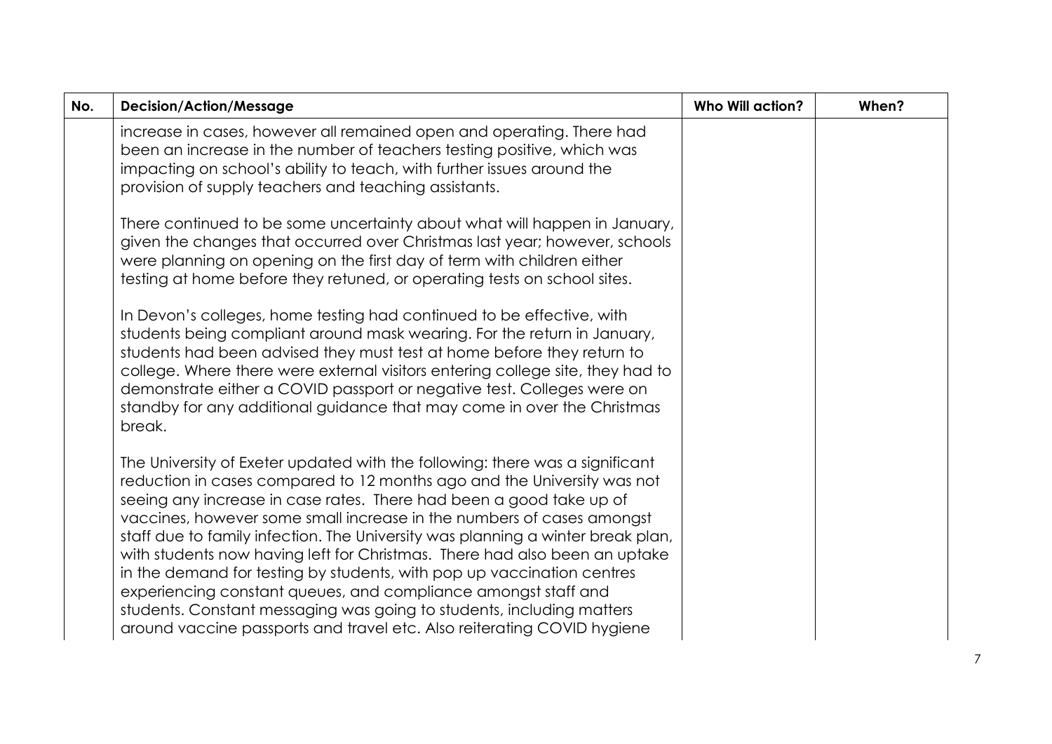| No. | Decision/Action/Message | Who Will action? | When? |
|---|---|---|---|
| | increase in cases, however all remained open and operating. There had been an increase in the number of teachers testing positive, which was impacting on school's ability to teach, with further issues around the provision of supply teachers and teaching assistants.<br><br>There continued to be some uncertainty about what will happen in January, given the changes that occurred over Christmas last year; however, schools were planning on opening on the first day of term with children either testing at home before they retuned, or operating tests on school sites.<br><br>In Devon's colleges, home testing had continued to be effective, with students being compliant around mask wearing. For the return in January, students had been advised they must test at home before they return to college. Where there were external visitors entering college site, they had to demonstrate either a COVID passport or negative test. Colleges were on standby for any additional guidance that may come in over the Christmas break.<br><br>The University of Exeter updated with the following: there was a significant reduction in cases compared to 12 months ago and the University was not seeing any increase in case rates. There had been a good take up of vaccines, however some small increase in the numbers of cases amongst staff due to family infection. The University was planning a winter break plan, with students now having left for Christmas. There had also been an uptake in the demand for testing by students, with pop up vaccination centres experiencing constant queues, and compliance amongst staff and students. Constant messaging was going to students, including matters around vaccine passports and travel etc. Also reiterating COVID hygiene | | |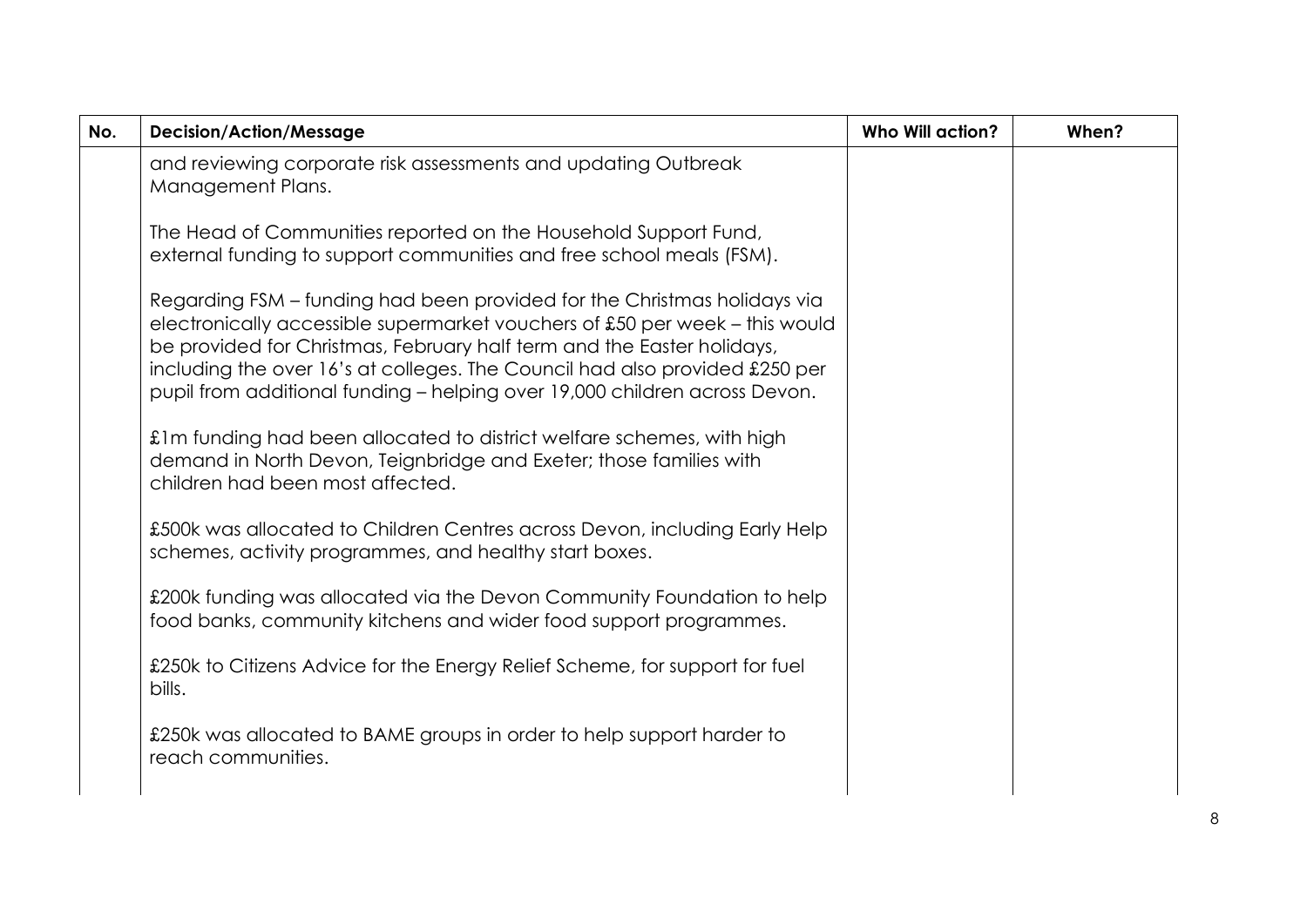| No. | Decision/Action/Message | Who Will action? | When? |
|---|---|---|---|
| | and reviewing corporate risk assessments and updating Outbreak Management Plans.<br><br>The Head of Communities reported on the Household Support Fund, external funding to support communities and free school meals (FSM).<br><br>Regarding FSM – funding had been provided for the Christmas holidays via electronically accessible supermarket vouchers of £50 per week – this would be provided for Christmas, February half term and the Easter holidays, including the over 16's at colleges. The Council had also provided £250 per pupil from additional funding – helping over 19,000 children across Devon.<br><br>£1m funding had been allocated to district welfare schemes, with high demand in North Devon, Teignbridge and Exeter; those families with children had been most affected.<br><br>£500k was allocated to Children Centres across Devon, including Early Help schemes, activity programmes, and healthy start boxes.<br><br>£200k funding was allocated via the Devon Community Foundation to help food banks, community kitchens and wider food support programmes.<br><br>£250k to Citizens Advice for the Energy Relief Scheme, for support for fuel bills.<br><br>£250k was allocated to BAME groups in order to help support harder to reach communities. | | |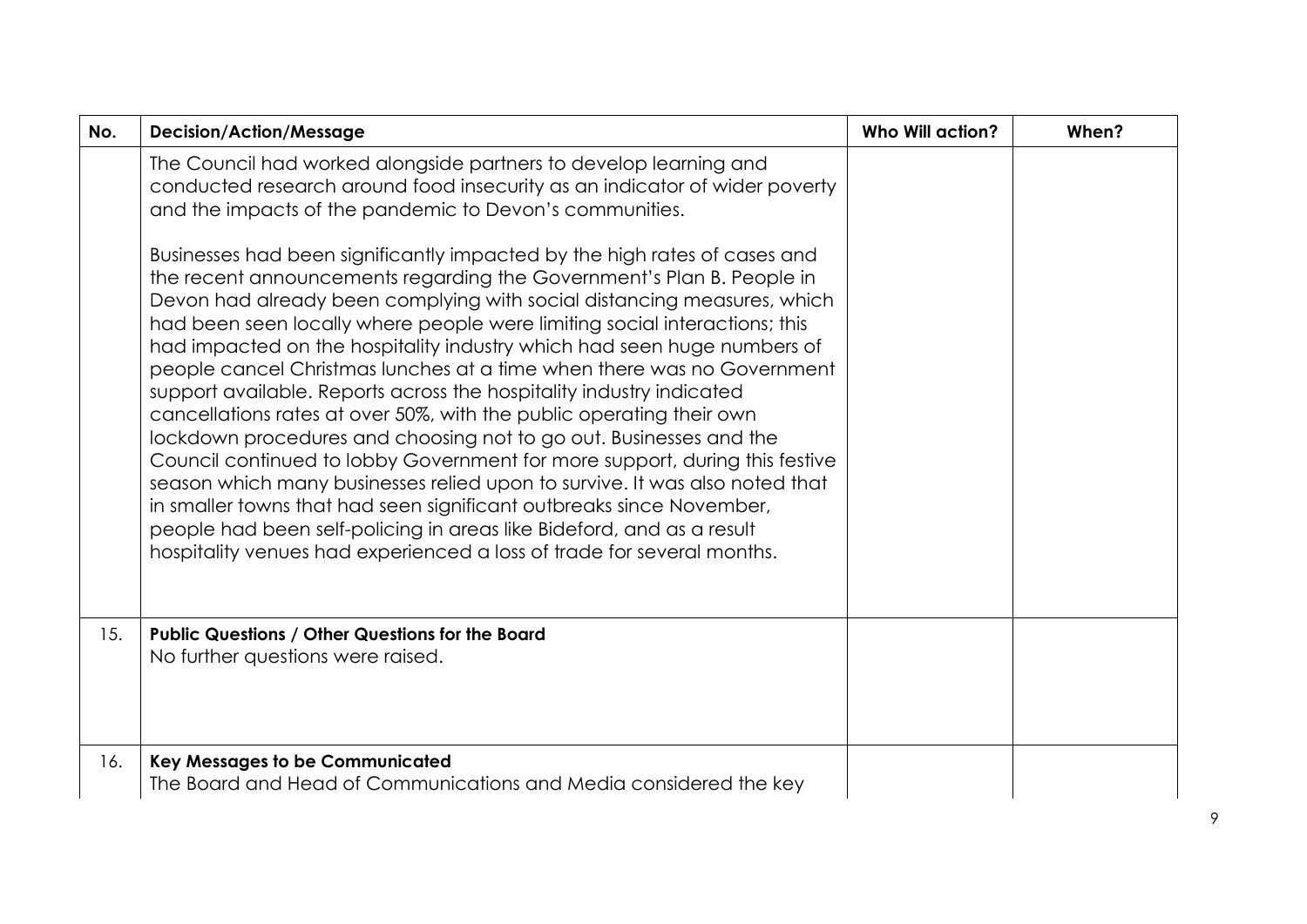| No. | Decision/Action/Message | Who Will action? | When? |
|---|---|---|---|
| | The Council had worked alongside partners to develop learning and conducted research around food insecurity as an indicator of wider poverty and the impacts of the pandemic to Devon's communities.<br><br>Businesses had been significantly impacted by the high rates of cases and the recent announcements regarding the Government's Plan B. People in Devon had already been complying with social distancing measures, which had been seen locally where people were limiting social interactions; this had impacted on the hospitality industry which had seen huge numbers of people cancel Christmas lunches at a time when there was no Government support available. Reports across the hospitality industry indicated cancellations rates at over 50%, with the public operating their own lockdown procedures and choosing not to go out. Businesses and the Council continued to lobby Government for more support, during this festive season which many businesses relied upon to survive. It was also noted that in smaller towns that had seen significant outbreaks since November, people had been self-policing in areas like Bideford, and as a result hospitality venues had experienced a loss of trade for several months. | | |
| 15. | **Public Questions / Other Questions for the Board**<br>No further questions were raised. | | |
| 16. | **Key Messages to be Communicated**<br>The Board and Head of Communications and Media considered the key | | |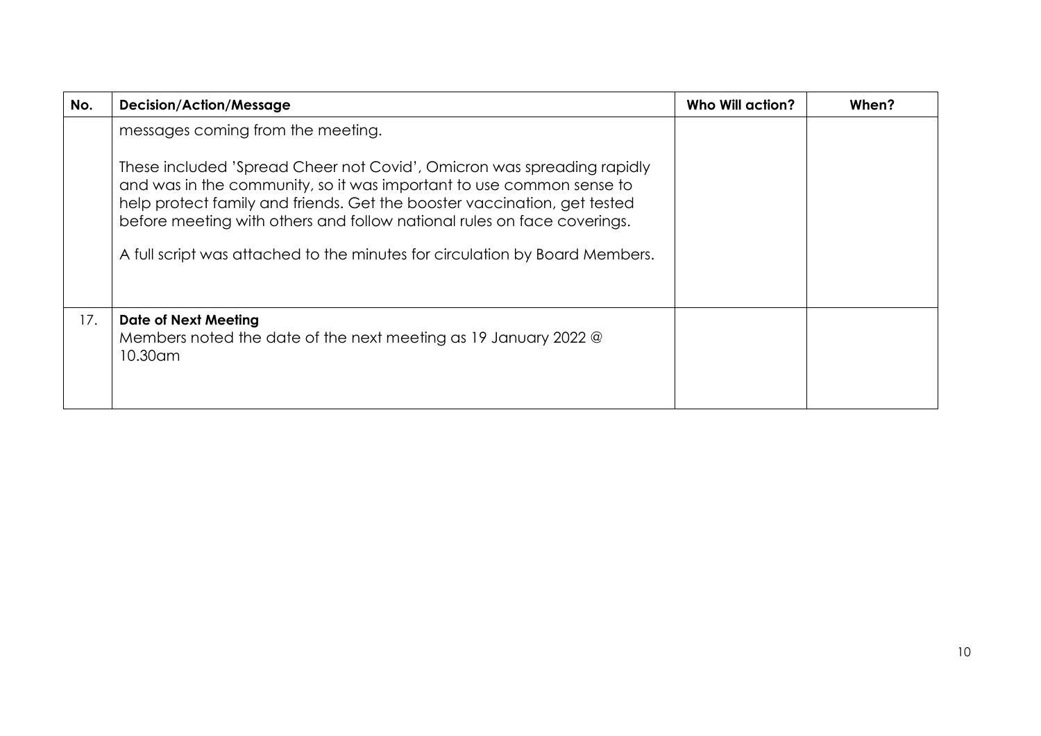| No. | Decision/Action/Message | Who Will action? | When? |
| --- | --- | --- | --- |
| | messages coming from the meeting.<br><br>These included 'Spread Cheer not Covid', Omicron was spreading rapidly and was in the community, so it was important to use common sense to help protect family and friends. Get the booster vaccination, get tested before meeting with others and follow national rules on face coverings.<br><br>A full script was attached to the minutes for circulation by Board Members. | | |
| 17. | **Date of Next Meeting**<br>Members noted the date of the next meeting as 19 January 2022 @ 10.30am | | |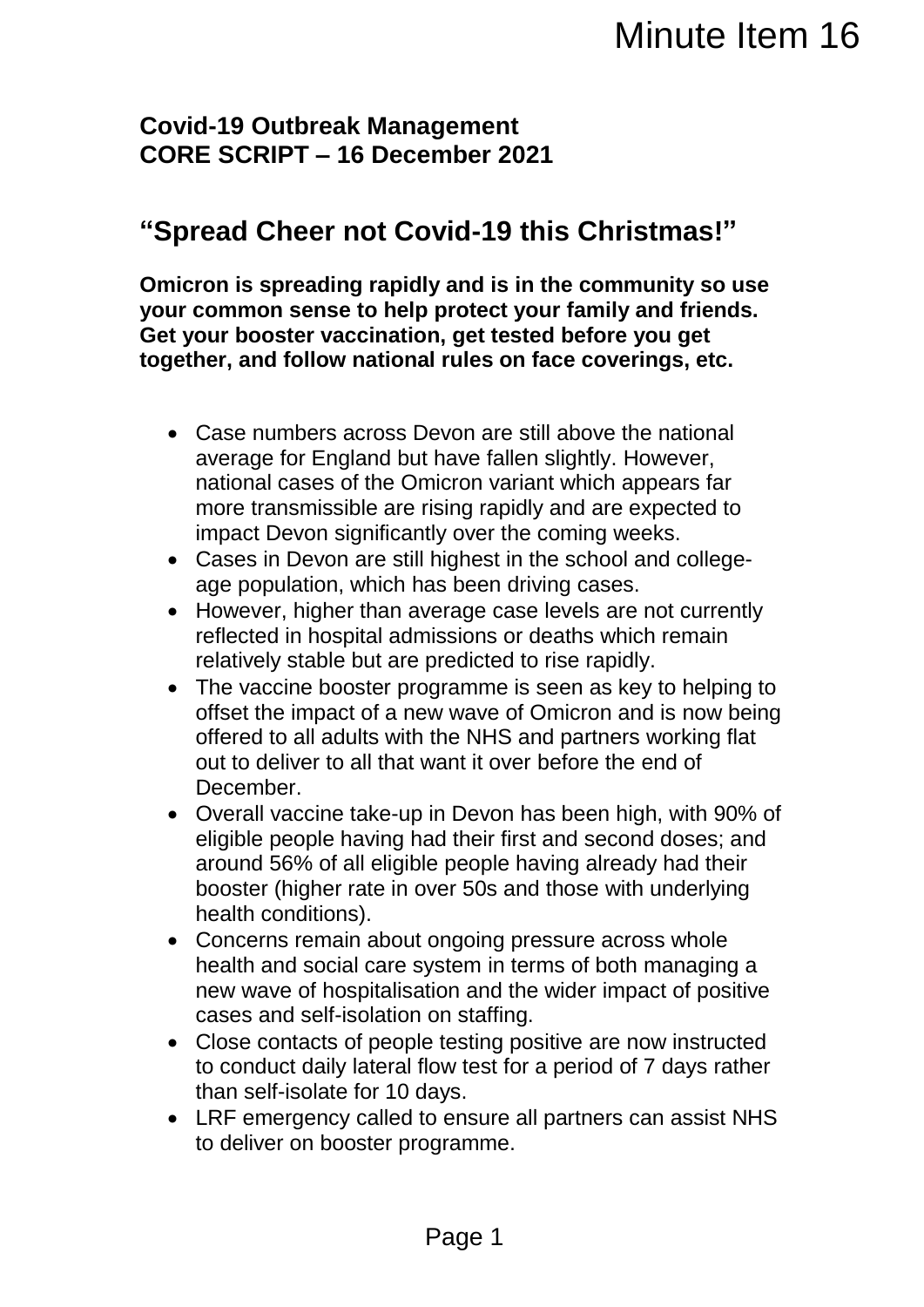Minute Item 16

**Covid-19 Outbreak Management**
**CORE SCRIPT – 16 December 2021**

## "Spread Cheer not Covid-19 this Christmas!"

**Omicron is spreading rapidly and is in the community so use your common sense to help protect your family and friends. Get your booster vaccination, get tested before you get together, and follow national rules on face coverings, etc.**

- Case numbers across Devon are still above the national average for England but have fallen slightly. However, national cases of the Omicron variant which appears far more transmissible are rising rapidly and are expected to impact Devon significantly over the coming weeks.
- Cases in Devon are still highest in the school and college-age population, which has been driving cases.
- However, higher than average case levels are not currently reflected in hospital admissions or deaths which remain relatively stable but are predicted to rise rapidly.
- The vaccine booster programme is seen as key to helping to offset the impact of a new wave of Omicron and is now being offered to all adults with the NHS and partners working flat out to deliver to all that want it over before the end of December.
- Overall vaccine take-up in Devon has been high, with 90% of eligible people having had their first and second doses; and around 56% of all eligible people having already had their booster (higher rate in over 50s and those with underlying health conditions).
- Concerns remain about ongoing pressure across whole health and social care system in terms of both managing a new wave of hospitalisation and the wider impact of positive cases and self-isolation on staffing.
- Close contacts of people testing positive are now instructed to conduct daily lateral flow test for a period of 7 days rather than self-isolate for 10 days.
- LRF emergency called to ensure all partners can assist NHS to deliver on booster programme.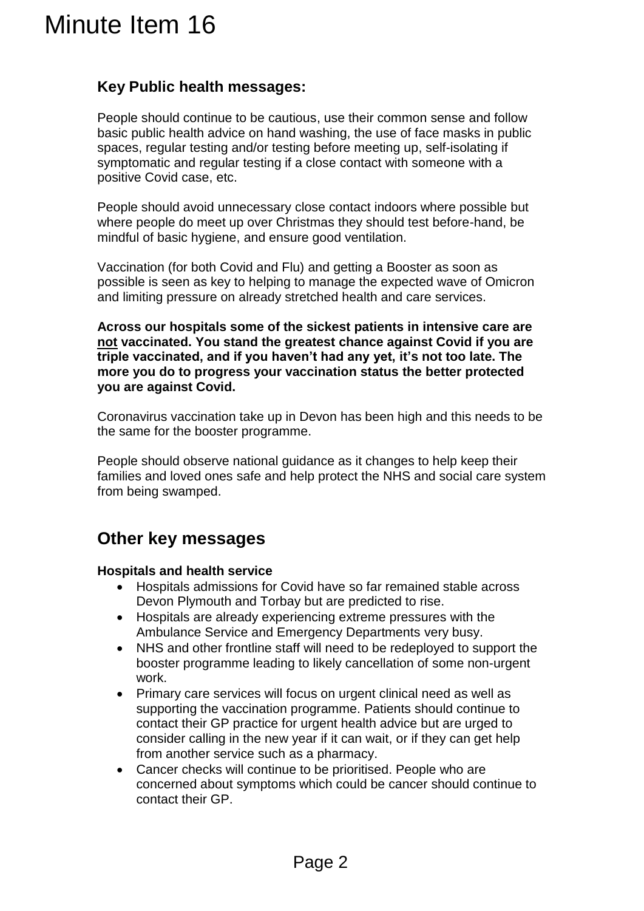# Minute Item 16

## Key Public health messages:

People should continue to be cautious, use their common sense and follow basic public health advice on hand washing, the use of face masks in public spaces, regular testing and/or testing before meeting up, self-isolating if symptomatic and regular testing if a close contact with someone with a positive Covid case, etc.

People should avoid unnecessary close contact indoors where possible but where people do meet up over Christmas they should test before-hand, be mindful of basic hygiene, and ensure good ventilation.

Vaccination (for both Covid and Flu) and getting a Booster as soon as possible is seen as key to helping to manage the expected wave of Omicron and limiting pressure on already stretched health and care services.

**Across our hospitals some of the sickest patients in intensive care are <u>not</u> vaccinated. You stand the greatest chance against Covid if you are triple vaccinated, and if you haven't had any yet, it's not too late. The more you do to progress your vaccination status the better protected you are against Covid.**

Coronavirus vaccination take up in Devon has been high and this needs to be the same for the booster programme.

People should observe national guidance as it changes to help keep their families and loved ones safe and help protect the NHS and social care system from being swamped.

## Other key messages

**Hospitals and health service**

- Hospitals admissions for Covid have so far remained stable across Devon Plymouth and Torbay but are predicted to rise.
- Hospitals are already experiencing extreme pressures with the Ambulance Service and Emergency Departments very busy.
- NHS and other frontline staff will need to be redeployed to support the booster programme leading to likely cancellation of some non-urgent work.
- Primary care services will focus on urgent clinical need as well as supporting the vaccination programme. Patients should continue to contact their GP practice for urgent health advice but are urged to consider calling in the new year if it can wait, or if they can get help from another service such as a pharmacy.
- Cancer checks will continue to be prioritised. People who are concerned about symptoms which could be cancer should continue to contact their GP.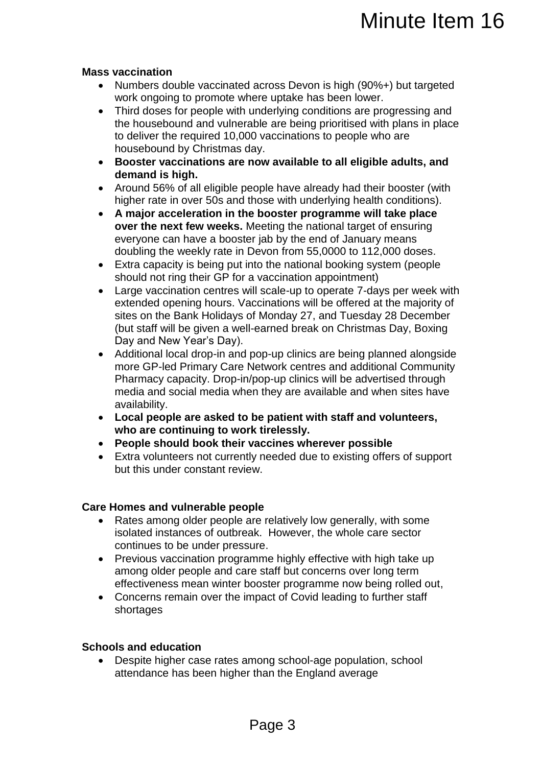**Mass vaccination**

- Numbers double vaccinated across Devon is high (90%+) but targeted work ongoing to promote where uptake has been lower.
- Third doses for people with underlying conditions are progressing and the housebound and vulnerable are being prioritised with plans in place to deliver the required 10,000 vaccinations to people who are housebound by Christmas day.
- **Booster vaccinations are now available to all eligible adults, and demand is high.**
- Around 56% of all eligible people have already had their booster (with higher rate in over 50s and those with underlying health conditions).
- **A major acceleration in the booster programme will take place over the next few weeks.** Meeting the national target of ensuring everyone can have a booster jab by the end of January means doubling the weekly rate in Devon from 55,0000 to 112,000 doses.
- Extra capacity is being put into the national booking system (people should not ring their GP for a vaccination appointment)
- Large vaccination centres will scale-up to operate 7-days per week with extended opening hours. Vaccinations will be offered at the majority of sites on the Bank Holidays of Monday 27, and Tuesday 28 December (but staff will be given a well-earned break on Christmas Day, Boxing Day and New Year's Day).
- Additional local drop-in and pop-up clinics are being planned alongside more GP-led Primary Care Network centres and additional Community Pharmacy capacity. Drop-in/pop-up clinics will be advertised through media and social media when they are available and when sites have availability.
- **Local people are asked to be patient with staff and volunteers, who are continuing to work tirelessly.**
- **People should book their vaccines wherever possible**
- Extra volunteers not currently needed due to existing offers of support but this under constant review.

**Care Homes and vulnerable people**

- Rates among older people are relatively low generally, with some isolated instances of outbreak. However, the whole care sector continues to be under pressure.
- Previous vaccination programme highly effective with high take up among older people and care staff but concerns over long term effectiveness mean winter booster programme now being rolled out,
- Concerns remain over the impact of Covid leading to further staff shortages

**Schools and education**

- Despite higher case rates among school-age population, school attendance has been higher than the England average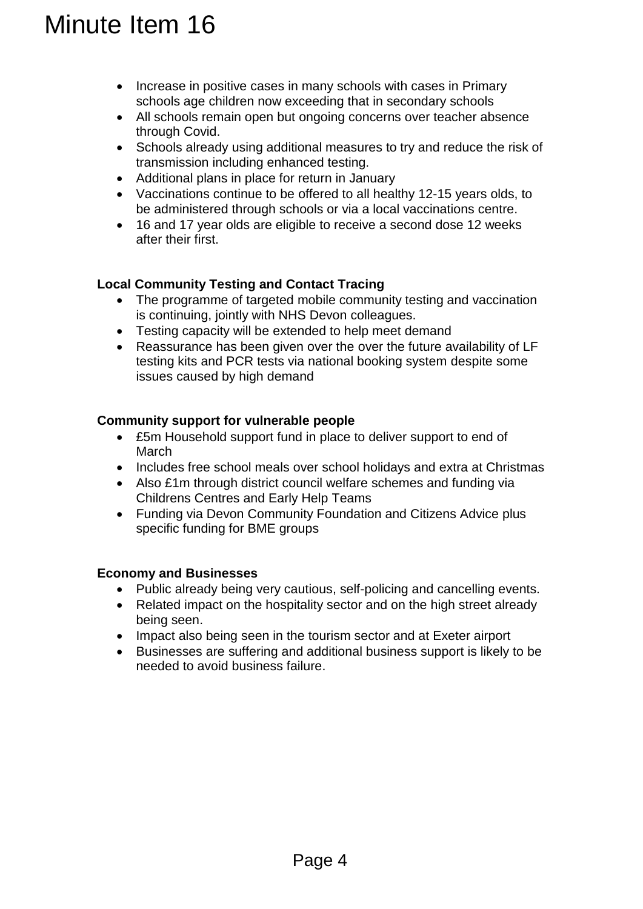# Minute Item 16

- Increase in positive cases in many schools with cases in Primary schools age children now exceeding that in secondary schools
- All schools remain open but ongoing concerns over teacher absence through Covid.
- Schools already using additional measures to try and reduce the risk of transmission including enhanced testing.
- Additional plans in place for return in January
- Vaccinations continue to be offered to all healthy 12-15 years olds, to be administered through schools or via a local vaccinations centre.
- 16 and 17 year olds are eligible to receive a second dose 12 weeks after their first.

**Local Community Testing and Contact Tracing**

- The programme of targeted mobile community testing and vaccination is continuing, jointly with NHS Devon colleagues.
- Testing capacity will be extended to help meet demand
- Reassurance has been given over the over the future availability of LF testing kits and PCR tests via national booking system despite some issues caused by high demand

**Community support for vulnerable people**

- £5m Household support fund in place to deliver support to end of March
- Includes free school meals over school holidays and extra at Christmas
- Also £1m through district council welfare schemes and funding via Childrens Centres and Early Help Teams
- Funding via Devon Community Foundation and Citizens Advice plus specific funding for BME groups

**Economy and Businesses**

- Public already being very cautious, self-policing and cancelling events.
- Related impact on the hospitality sector and on the high street already being seen.
- Impact also being seen in the tourism sector and at Exeter airport
- Businesses are suffering and additional business support is likely to be needed to avoid business failure.